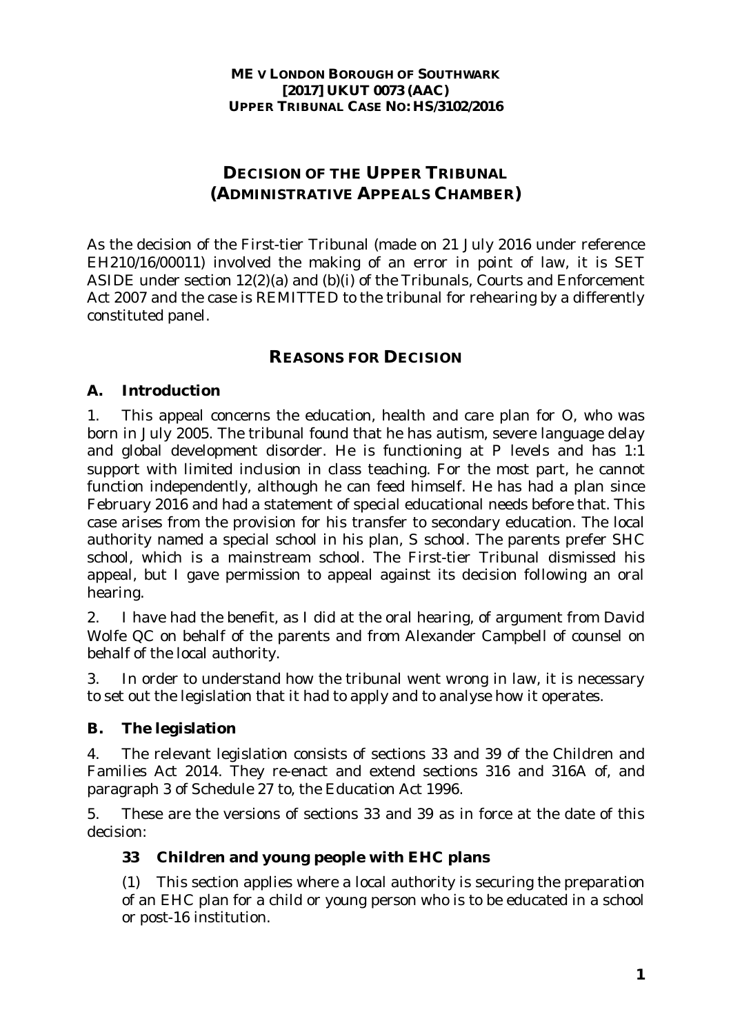**ME V LONDON BOROUGH OF SOUTHWARK**
**[2017] UKUT 0073 (AAC)**
**UPPER TRIBUNAL CASE NO: HS/3102/2016**

# DECISION OF THE UPPER TRIBUNAL (ADMINISTRATIVE APPEALS CHAMBER)

As the decision of the First-tier Tribunal (made on 21 July 2016 under reference EH210/16/00011) involved the making of an error in point of law, it is SET ASIDE under section 12(2)(a) and (b)(i) of the Tribunals, Courts and Enforcement Act 2007 and the case is REMITTED to the tribunal for rehearing by a differently constituted panel.

## REASONS FOR DECISION

### A. Introduction

1. This appeal concerns the education, health and care plan for O, who was born in July 2005. The tribunal found that he has autism, severe language delay and global development disorder. He is functioning at P levels and has 1:1 support with limited inclusion in class teaching. For the most part, he cannot function independently, although he can feed himself. He has had a plan since February 2016 and had a statement of special educational needs before that. This case arises from the provision for his transfer to secondary education. The local authority named a special school in his plan, S school. The parents prefer SHC school, which is a mainstream school. The First-tier Tribunal dismissed his appeal, but I gave permission to appeal against its decision following an oral hearing.

2. I have had the benefit, as I did at the oral hearing, of argument from David Wolfe QC on behalf of the parents and from Alexander Campbell of counsel on behalf of the local authority.

3. In order to understand how the tribunal went wrong in law, it is necessary to set out the legislation that it had to apply and to analyse how it operates.

### B. The legislation

4. The relevant legislation consists of sections 33 and 39 of the Children and Families Act 2014. They re-enact and extend sections 316 and 316A of, and paragraph 3 of Schedule 27 to, the Education Act 1996.

5. These are the versions of sections 33 and 39 as in force at the date of this decision:

> **33 Children and young people with EHC plans**
>
> (1) This section applies where a local authority is securing the preparation of an EHC plan for a child or young person who is to be educated in a school or post-16 institution.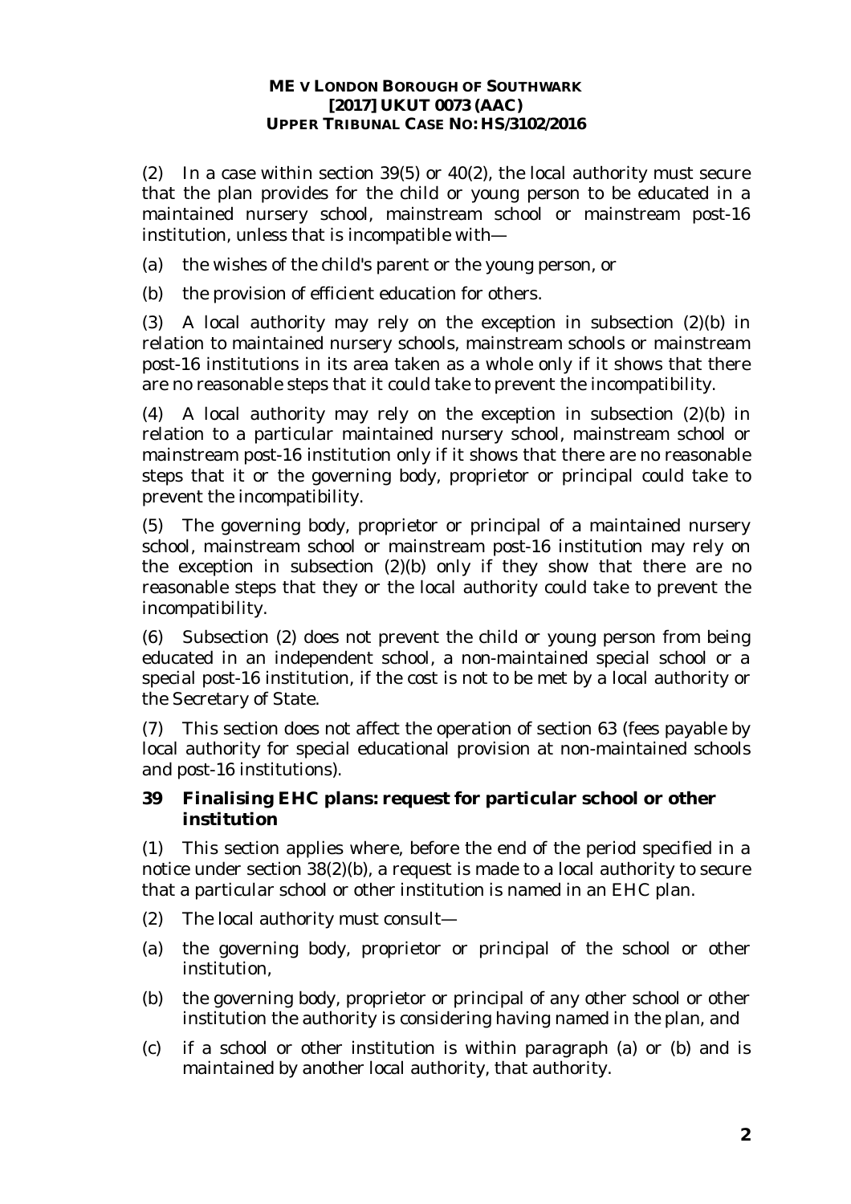(2) In a case within section 39(5) or 40(2), the local authority must secure that the plan provides for the child or young person to be educated in a maintained nursery school, mainstream school or mainstream post-16 institution, unless that is incompatible with—

(a) the wishes of the child's parent or the young person, or

(b) the provision of efficient education for others.

(3) A local authority may rely on the exception in subsection (2)(b) in relation to maintained nursery schools, mainstream schools or mainstream post-16 institutions in its area taken as a whole only if it shows that there are no reasonable steps that it could take to prevent the incompatibility.

(4) A local authority may rely on the exception in subsection (2)(b) in relation to a particular maintained nursery school, mainstream school or mainstream post-16 institution only if it shows that there are no reasonable steps that it or the governing body, proprietor or principal could take to prevent the incompatibility.

(5) The governing body, proprietor or principal of a maintained nursery school, mainstream school or mainstream post-16 institution may rely on the exception in subsection (2)(b) only if they show that there are no reasonable steps that they or the local authority could take to prevent the incompatibility.

(6) Subsection (2) does not prevent the child or young person from being educated in an independent school, a non-maintained special school or a special post-16 institution, if the cost is not to be met by a local authority or the Secretary of State.

(7) This section does not affect the operation of section 63 (fees payable by local authority for special educational provision at non-maintained schools and post-16 institutions).

**39 Finalising EHC plans: request for particular school or other institution**

(1) This section applies where, before the end of the period specified in a notice under section 38(2)(b), a request is made to a local authority to secure that a particular school or other institution is named in an EHC plan.

(2) The local authority must consult—

(a) the governing body, proprietor or principal of the school or other institution,

(b) the governing body, proprietor or principal of any other school or other institution the authority is considering having named in the plan, and

(c) if a school or other institution is within paragraph (a) or (b) and is maintained by another local authority, that authority.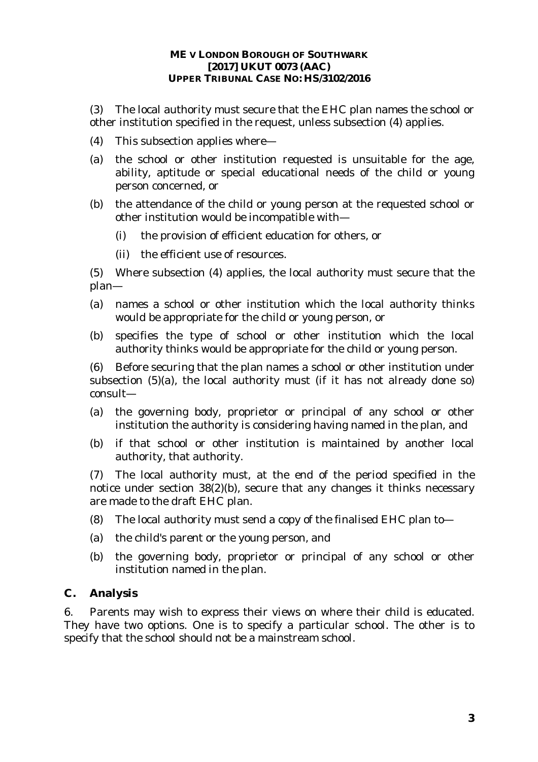(3) The local authority must secure that the EHC plan names the school or other institution specified in the request, unless subsection (4) applies.

(4) This subsection applies where—

(a) the school or other institution requested is unsuitable for the age, ability, aptitude or special educational needs of the child or young person concerned, or

(b) the attendance of the child or young person at the requested school or other institution would be incompatible with—

(i) the provision of efficient education for others, or

(ii) the efficient use of resources.

(5) Where subsection (4) applies, the local authority must secure that the plan—

(a) names a school or other institution which the local authority thinks would be appropriate for the child or young person, or

(b) specifies the type of school or other institution which the local authority thinks would be appropriate for the child or young person.

(6) Before securing that the plan names a school or other institution under subsection (5)(a), the local authority must (if it has not already done so) consult—

(a) the governing body, proprietor or principal of any school or other institution the authority is considering having named in the plan, and

(b) if that school or other institution is maintained by another local authority, that authority.

(7) The local authority must, at the end of the period specified in the notice under section 38(2)(b), secure that any changes it thinks necessary are made to the draft EHC plan.

(8) The local authority must send a copy of the finalised EHC plan to—

(a) the child's parent or the young person, and

(b) the governing body, proprietor or principal of any school or other institution named in the plan.

## C. Analysis

6. Parents may wish to express their views on where their child is educated. They have two options. One is to specify a particular school. The other is to specify that the school should not be a mainstream school.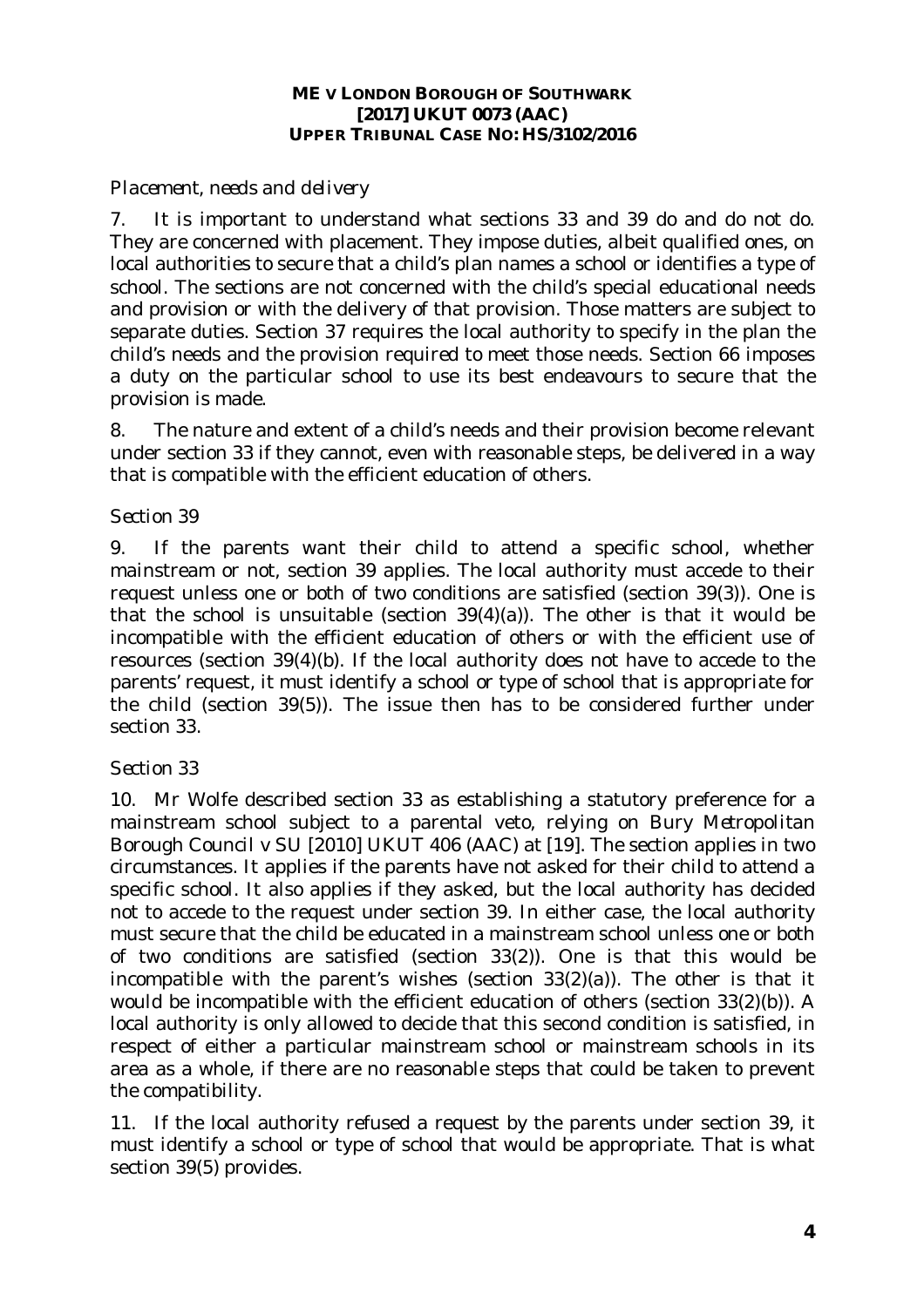*Placement, needs and delivery*

7. It is important to understand what sections 33 and 39 do and do not do. They are concerned with placement. They impose duties, albeit qualified ones, on local authorities to secure that a child's plan names a school or identifies a type of school. The sections are not concerned with the child's special educational needs and provision or with the delivery of that provision. Those matters are subject to separate duties. Section 37 requires the local authority to specify in the plan the child's needs and the provision required to meet those needs. Section 66 imposes a duty on the particular school to use its best endeavours to secure that the provision is made.

8. The nature and extent of a child's needs and their provision become relevant under section 33 if they cannot, even with reasonable steps, be delivered in a way that is compatible with the efficient education of others.

*Section 39*

9. If the parents want their child to attend a specific school, whether mainstream or not, section 39 applies. The local authority must accede to their request unless one or both of two conditions are satisfied (section 39(3)). One is that the school is unsuitable (section 39(4)(a)). The other is that it would be incompatible with the efficient education of others or with the efficient use of resources (section 39(4)(b). If the local authority does not have to accede to the parents' request, it must identify a school or type of school that is appropriate for the child (section 39(5)). The issue then has to be considered further under section 33.

*Section 33*

10. Mr Wolfe described section 33 as establishing a statutory preference for a mainstream school subject to a parental veto, relying on *Bury Metropolitan Borough Council v SU* [2010] UKUT 406 (AAC) at [19]. The section applies in two circumstances. It applies if the parents have not asked for their child to attend a specific school. It also applies if they asked, but the local authority has decided not to accede to the request under section 39. In either case, the local authority must secure that the child be educated in a mainstream school unless one or both of two conditions are satisfied (section 33(2)). One is that this would be incompatible with the parent's wishes (section 33(2)(a)). The other is that it would be incompatible with the efficient education of others (section 33(2)(b)). A local authority is only allowed to decide that this second condition is satisfied, in respect of either a particular mainstream school or mainstream schools in its area as a whole, if there are no reasonable steps that could be taken to prevent the compatibility.

11. If the local authority refused a request by the parents under section 39, it must identify a school or type of school that would be appropriate. That is what section 39(5) provides.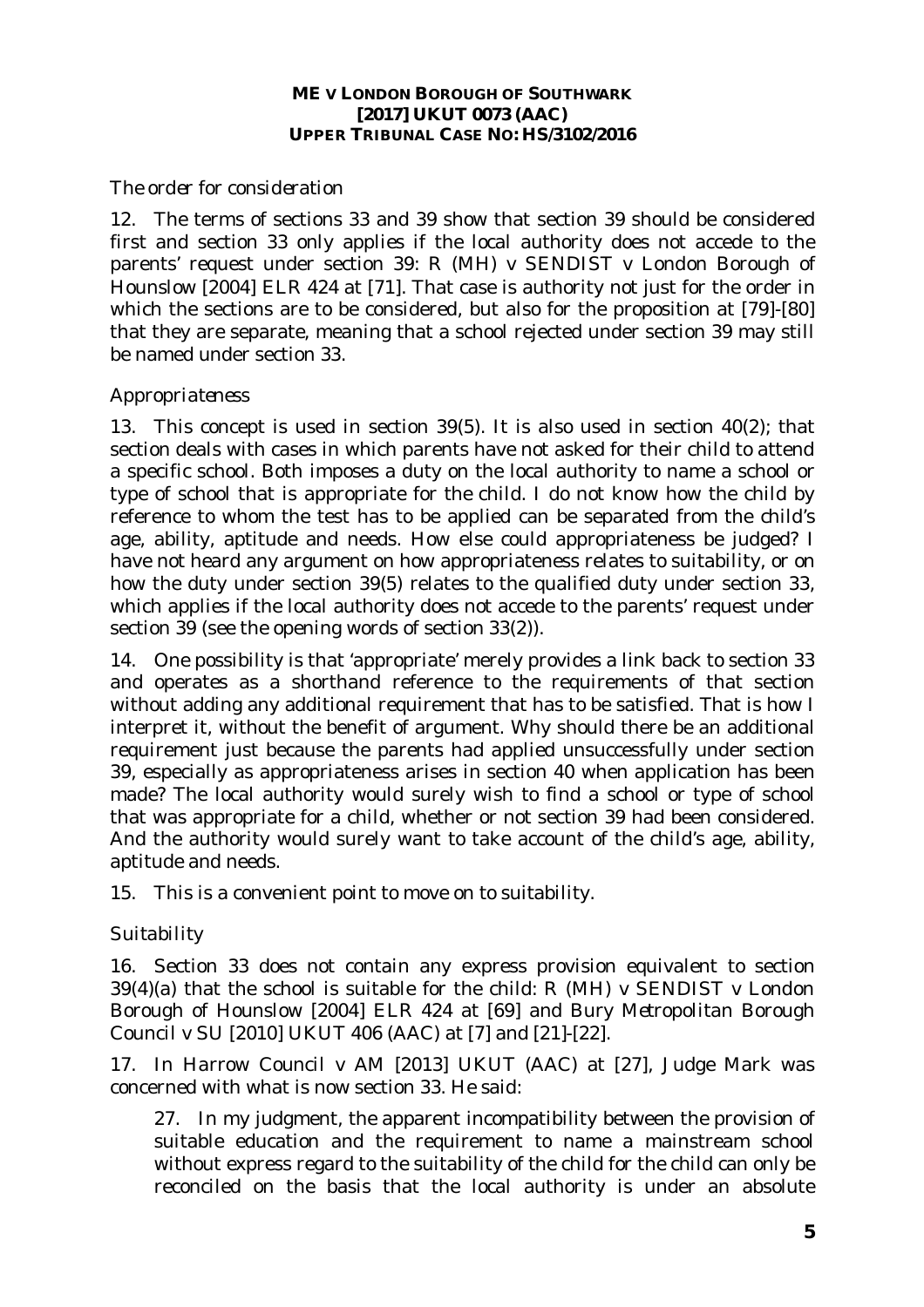*The order for consideration*

12. The terms of sections 33 and 39 show that section 39 should be considered first and section 33 only applies if the local authority does not accede to the parents' request under section 39: *R (MH) v SENDIST v London Borough of Hounslow* [2004] ELR 424 at [71]. That case is authority not just for the order in which the sections are to be considered, but also for the proposition at [79]-[80] that they are separate, meaning that a school rejected under section 39 may still be named under section 33.

*Appropriateness*

13. This concept is used in section 39(5). It is also used in section 40(2); that section deals with cases in which parents have not asked for their child to attend a specific school. Both imposes a duty on the local authority to name a school or type of school that is appropriate for the child. I do not know how the child by reference to whom the test has to be applied can be separated from the child's age, ability, aptitude and needs. How else could appropriateness be judged? I have not heard any argument on how appropriateness relates to suitability, or on how the duty under section 39(5) relates to the qualified duty under section 33, which applies if the local authority does not accede to the parents' request under section 39 (see the opening words of section 33(2)).

14. One possibility is that 'appropriate' merely provides a link back to section 33 and operates as a shorthand reference to the requirements of that section without adding any additional requirement that has to be satisfied. That is how I interpret it, without the benefit of argument. Why should there be an additional requirement just because the parents had applied unsuccessfully under section 39, especially as appropriateness arises in section 40 when application has been made? The local authority would surely wish to find a school or type of school that was appropriate for a child, whether or not section 39 had been considered. And the authority would surely want to take account of the child's age, ability, aptitude and needs.

15. This is a convenient point to move on to suitability.

*Suitability*

16. Section 33 does not contain any express provision equivalent to section 39(4)(a) that the school is suitable for the child: *R (MH) v SENDIST v London Borough of Hounslow* [2004] ELR 424 at [69] and *Bury Metropolitan Borough Council v SU* [2010] UKUT 406 (AAC) at [7] and [21]-[22].

17. In *Harrow Council v AM* [2013] UKUT (AAC) at [27], Judge Mark was concerned with what is now section 33. He said:

> 27. In my judgment, the apparent incompatibility between the provision of suitable education and the requirement to name a mainstream school without express regard to the suitability of the child for the child can only be reconciled on the basis that the local authority is under an absolute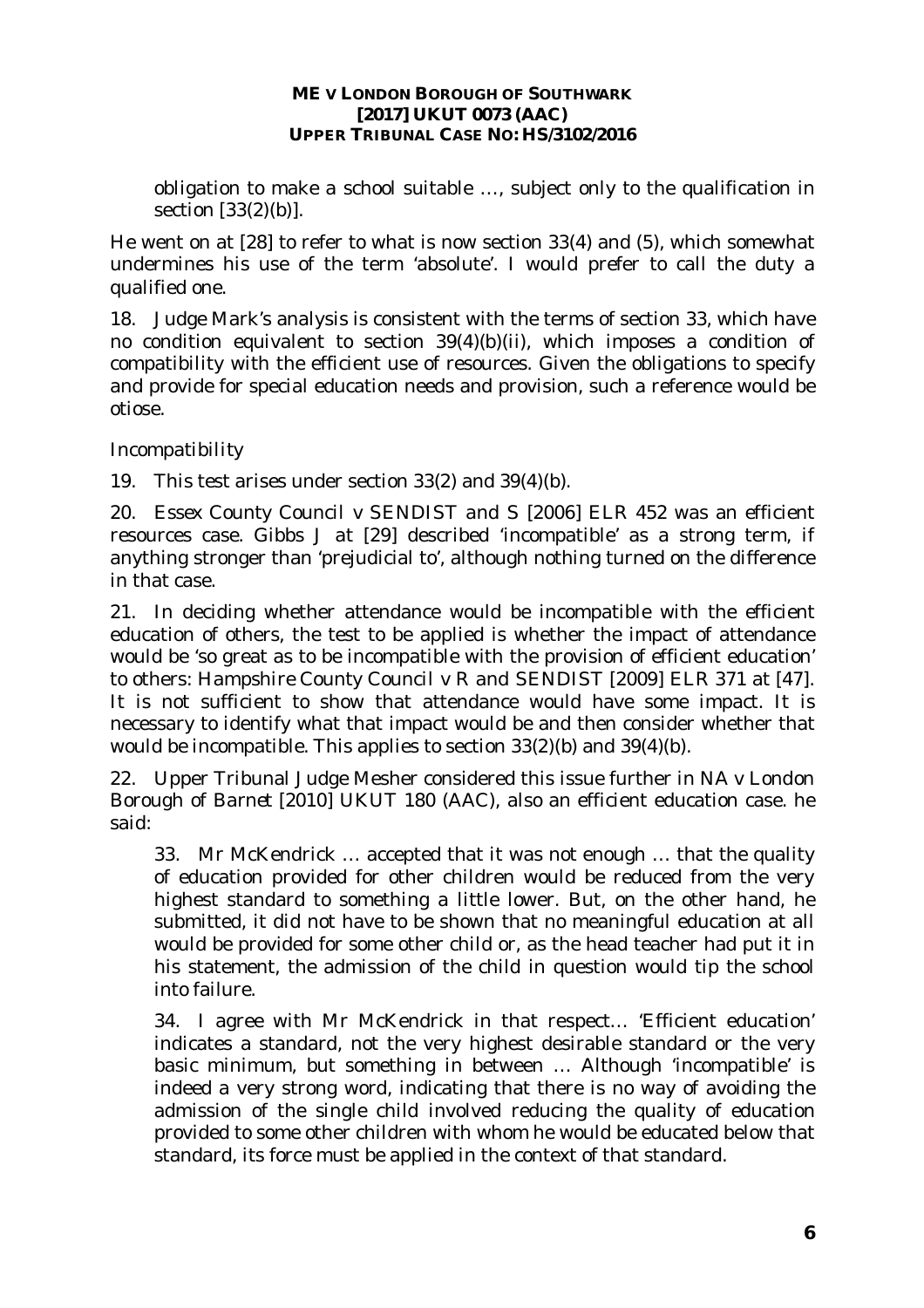> obligation to make a school suitable …, subject only to the qualification in section [33(2)(b)].

He went on at [28] to refer to what is now section 33(4) and (5), which somewhat undermines his use of the term 'absolute'. I would prefer to call the duty a qualified one.

18. Judge Mark's analysis is consistent with the terms of section 33, which have no condition equivalent to section 39(4)(b)(ii), which imposes a condition of compatibility with the efficient use of resources. Given the obligations to specify and provide for special education needs and provision, such a reference would be otiose.

*Incompatibility*

19. This test arises under section 33(2) and 39(4)(b).

20. *Essex County Council v SENDIST and S* [2006] ELR 452 was an efficient resources case. Gibbs J at [29] described 'incompatible' as a strong term, if anything stronger than 'prejudicial to', although nothing turned on the difference in that case.

21. In deciding whether attendance would be incompatible with the efficient education of others, the test to be applied is whether the impact of attendance would be 'so great as to be incompatible with the provision of efficient education' to others: *Hampshire County Council v R and SENDIST* [2009] ELR 371 at [47]. It is not sufficient to show that attendance would have some impact. It is necessary to identify what that impact would be and then consider whether that would be incompatible. This applies to section 33(2)(b) and 39(4)(b).

22. Upper Tribunal Judge Mesher considered this issue further in *NA v London Borough of Barnet* [2010] UKUT 180 (AAC), also an efficient education case. he said:

> 33. Mr McKendrick … accepted that it was not enough … that the quality of education provided for other children would be reduced from the very highest standard to something a little lower. But, on the other hand, he submitted, it did not have to be shown that no meaningful education at all would be provided for some other child or, as the head teacher had put it in his statement, the admission of the child in question would tip the school into failure.
>
> 34. I agree with Mr McKendrick in that respect… 'Efficient education' indicates a standard, not the very highest desirable standard or the very basic minimum, but something in between … Although 'incompatible' is indeed a very strong word, indicating that there is no way of avoiding the admission of the single child involved reducing the quality of education provided to some other children with whom he would be educated below that standard, its force must be applied in the context of that standard.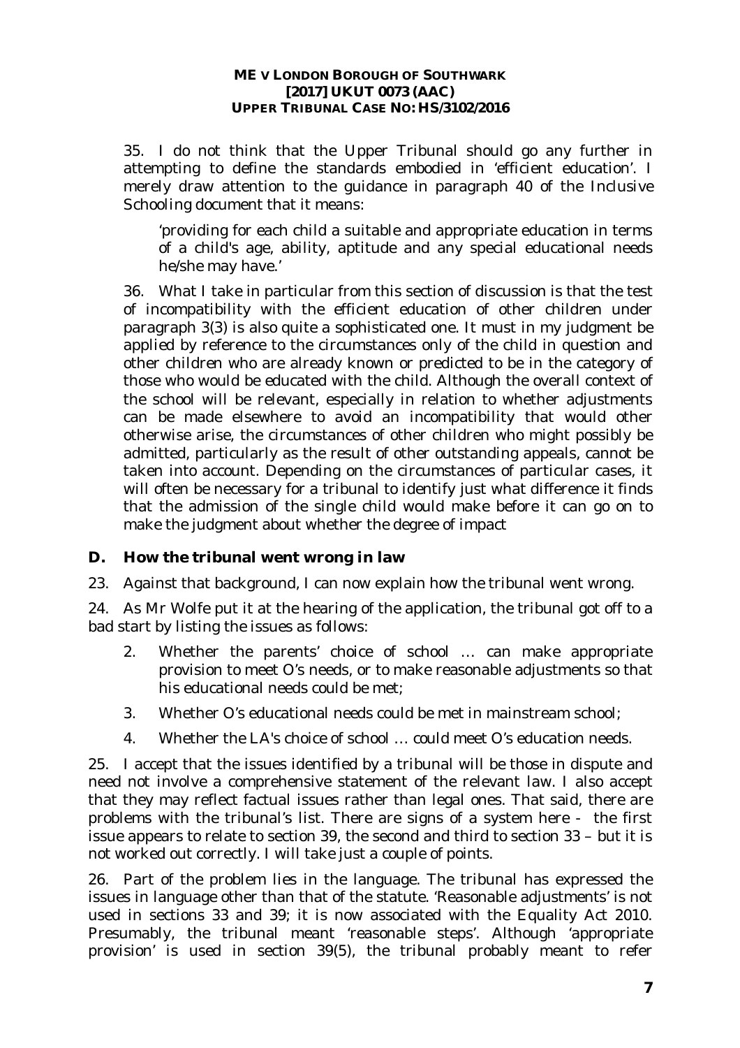35. I do not think that the Upper Tribunal should go any further in attempting to define the standards embodied in 'efficient education'. I merely draw attention to the guidance in paragraph 40 of the Inclusive Schooling document that it means:

> 'providing for each child a suitable and appropriate education in terms of a child's age, ability, aptitude and any special educational needs he/she may have.'

36. What I take in particular from this section of discussion is that the test of incompatibility with the efficient education of other children under paragraph 3(3) is also quite a sophisticated one. It must in my judgment be applied by reference to the circumstances only of the child in question and other children who are already known or predicted to be in the category of those who would be educated with the child. Although the overall context of the school will be relevant, especially in relation to whether adjustments can be made elsewhere to avoid an incompatibility that would other otherwise arise, the circumstances of other children who might possibly be admitted, particularly as the result of other outstanding appeals, cannot be taken into account. Depending on the circumstances of particular cases, it will often be necessary for a tribunal to identify just what difference it finds that the admission of the single child would make before it can go on to make the judgment about whether the degree of impact

## D. How the tribunal went wrong in law

23. Against that background, I can now explain how the tribunal went wrong.

24. As Mr Wolfe put it at the hearing of the application, the tribunal got off to a bad start by listing the issues as follows:

> 2. Whether the parents' choice of school … can make appropriate provision to meet O's needs, or to make reasonable adjustments so that his educational needs could be met;
>
> 3. Whether O's educational needs could be met in mainstream school;
>
> 4. Whether the LA's choice of school … could meet O's education needs.

25. I accept that the issues identified by a tribunal will be those in dispute and need not involve a comprehensive statement of the relevant law. I also accept that they may reflect factual issues rather than legal ones. That said, there are problems with the tribunal's list. There are signs of a system here - the first issue appears to relate to section 39, the second and third to section 33 – but it is not worked out correctly. I will take just a couple of points.

26. Part of the problem lies in the language. The tribunal has expressed the issues in language other than that of the statute. 'Reasonable adjustments' is not used in sections 33 and 39; it is now associated with the Equality Act 2010. Presumably, the tribunal meant 'reasonable steps'. Although 'appropriate provision' is used in section 39(5), the tribunal probably meant to refer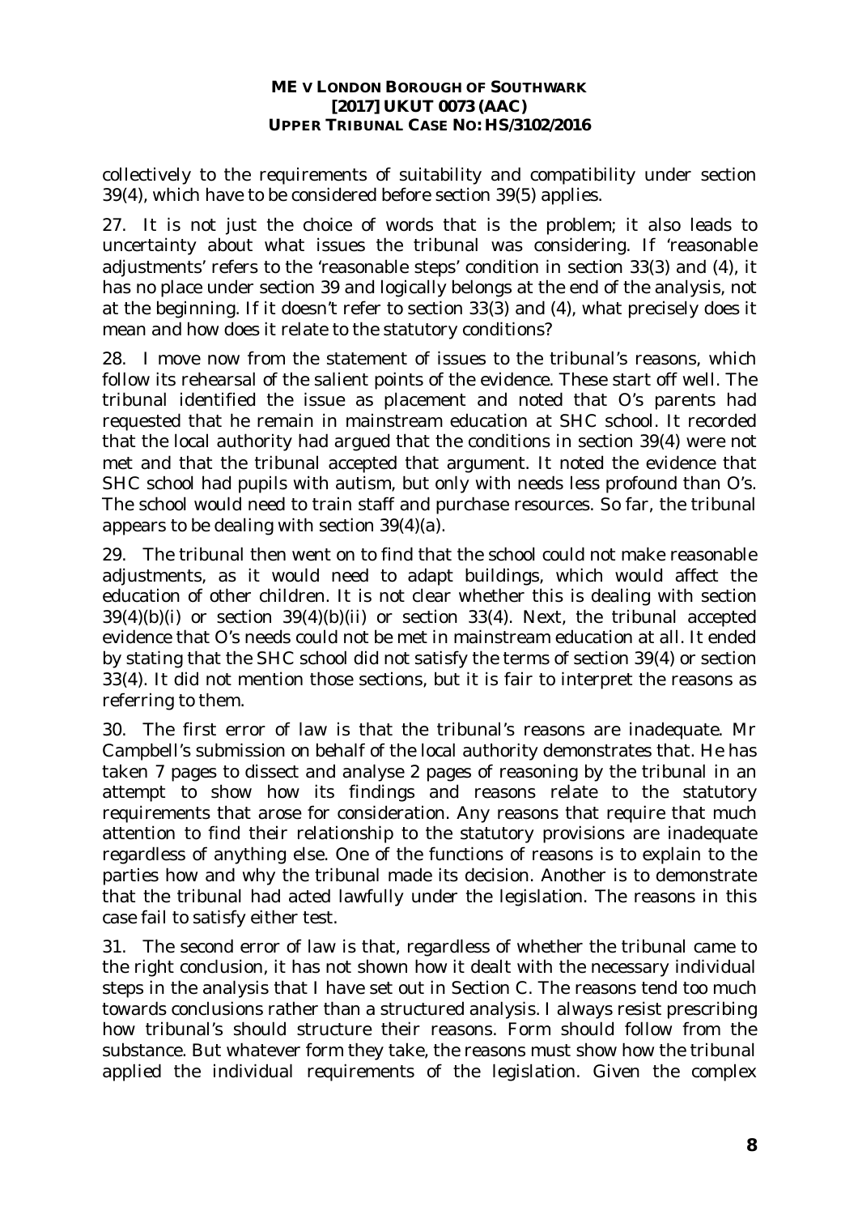collectively to the requirements of suitability and compatibility under section 39(4), which have to be considered before section 39(5) applies.

27. It is not just the choice of words that is the problem; it also leads to uncertainty about what issues the tribunal was considering. If 'reasonable adjustments' refers to the 'reasonable steps' condition in section 33(3) and (4), it has no place under section 39 and logically belongs at the end of the analysis, not at the beginning. If it doesn't refer to section 33(3) and (4), what precisely does it mean and how does it relate to the statutory conditions?

28. I move now from the statement of issues to the tribunal's reasons, which follow its rehearsal of the salient points of the evidence. These start off well. The tribunal identified the issue as placement and noted that O's parents had requested that he remain in mainstream education at SHC school. It recorded that the local authority had argued that the conditions in section 39(4) were not met and that the tribunal accepted that argument. It noted the evidence that SHC school had pupils with autism, but only with needs less profound than O's. The school would need to train staff and purchase resources. So far, the tribunal appears to be dealing with section 39(4)(a).

29. The tribunal then went on to find that the school could not make reasonable adjustments, as it would need to adapt buildings, which would affect the education of other children. It is not clear whether this is dealing with section 39(4)(b)(i) or section 39(4)(b)(ii) or section 33(4). Next, the tribunal accepted evidence that O's needs could not be met in mainstream education at all. It ended by stating that the SHC school did not satisfy the terms of section 39(4) or section 33(4). It did not mention those sections, but it is fair to interpret the reasons as referring to them.

30. The first error of law is that the tribunal's reasons are inadequate. Mr Campbell's submission on behalf of the local authority demonstrates that. He has taken 7 pages to dissect and analyse 2 pages of reasoning by the tribunal in an attempt to show how its findings and reasons relate to the statutory requirements that arose for consideration. Any reasons that require that much attention to find their relationship to the statutory provisions are inadequate regardless of anything else. One of the functions of reasons is to explain to the parties how and why the tribunal made its decision. Another is to demonstrate that the tribunal had acted lawfully under the legislation. The reasons in this case fail to satisfy either test.

31. The second error of law is that, regardless of whether the tribunal came to the right conclusion, it has not shown how it dealt with the necessary individual steps in the analysis that I have set out in Section C. The reasons tend too much towards conclusions rather than a structured analysis. I always resist prescribing how tribunal's should structure their reasons. Form should follow from the substance. But whatever form they take, the reasons must show how the tribunal applied the individual requirements of the legislation. Given the complex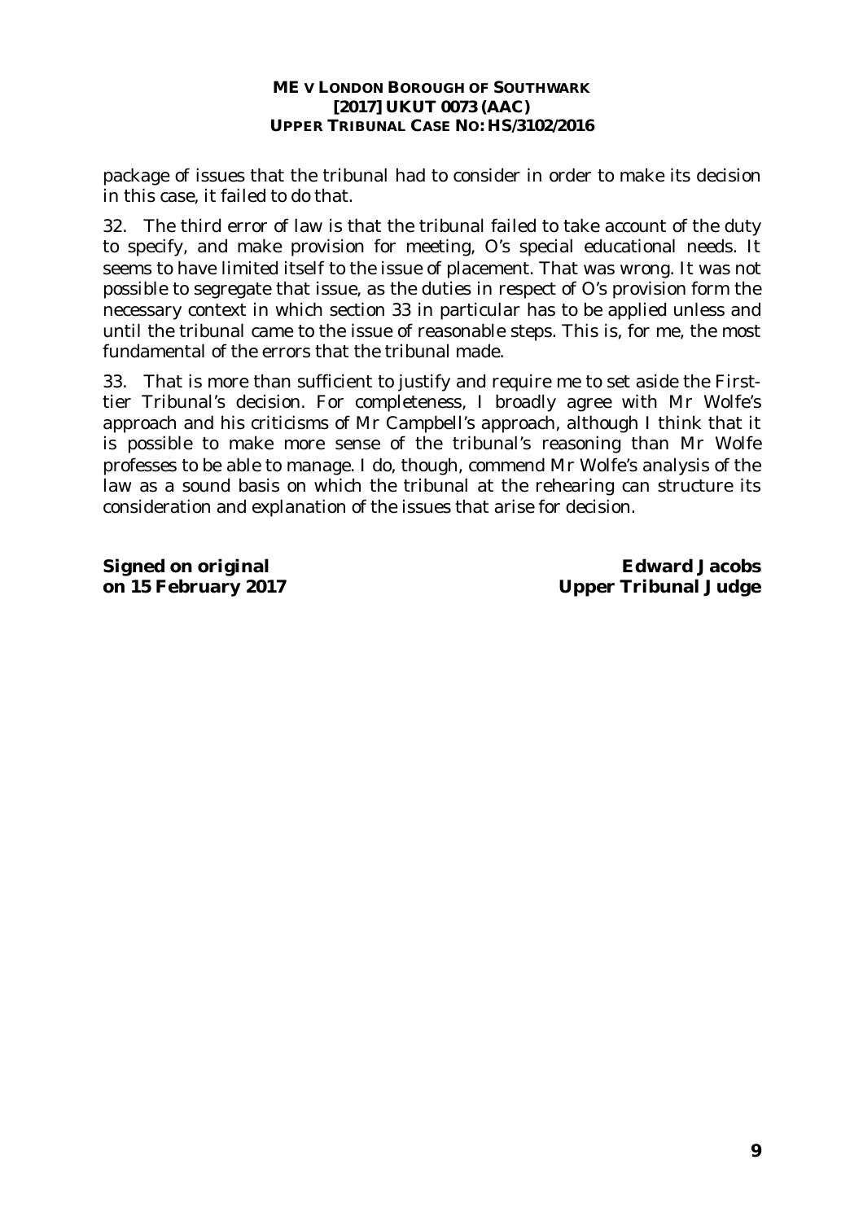package of issues that the tribunal had to consider in order to make its decision in this case, it failed to do that.

32. The third error of law is that the tribunal failed to take account of the duty to specify, and make provision for meeting, O's special educational needs. It seems to have limited itself to the issue of placement. That was wrong. It was not possible to segregate that issue, as the duties in respect of O's provision form the necessary context in which section 33 in particular has to be applied unless and until the tribunal came to the issue of reasonable steps. This is, for me, the most fundamental of the errors that the tribunal made.

33. That is more than sufficient to justify and require me to set aside the First-tier Tribunal's decision. For completeness, I broadly agree with Mr Wolfe's approach and his criticisms of Mr Campbell's approach, although I think that it is possible to make more sense of the tribunal's reasoning than Mr Wolfe professes to be able to manage. I do, though, commend Mr Wolfe's analysis of the law as a sound basis on which the tribunal at the rehearing can structure its consideration and explanation of the issues that arise for decision.

**Signed on original** **Edward Jacobs**
**on 15 February 2017** **Upper Tribunal Judge**